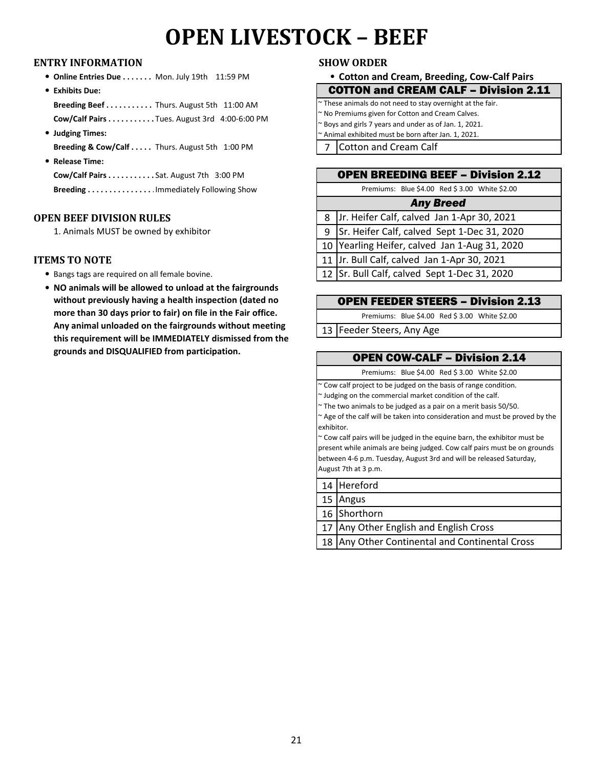# OPEN LIVESTOCK – BEEF

## ENTRY INFORMATION

- **Online Entries Due . . . . . . .** Mon. July 19th 11:59 PM
- **Exhibits Due:**
  - **Breeding Beef . . . . . . . . . . .** Thurs. August 5th 11:00 AM
  - **Cow/Calf Pairs . . . . . . . . . . .** Tues. August 3rd 4:00-6:00 PM
- **Judging Times:**
  - **Breeding & Cow/Calf . . . . .** Thurs. August 5th 1:00 PM
- **Release Time:**
  - **Cow/Calf Pairs . . . . . . . . . . .** Sat. August 7th 3:00 PM
  - **Breeding . . . . . . . . . . . . . . . .** Immediately Following Show

## OPEN BEEF DIVISION RULES

1. Animals MUST be owned by exhibitor

## ITEMS TO NOTE

- Bangs tags are required on all female bovine.
- **NO animals will be allowed to unload at the fairgrounds without previously having a health inspection (dated no more than 30 days prior to fair) on file in the Fair office. Any animal unloaded on the fairgrounds without meeting this requirement will be IMMEDIATELY dismissed from the grounds and DISQUALIFIED from participation.**

## SHOW ORDER

- **Cotton and Cream, Breeding, Cow-Calf Pairs**

### COTTON and CREAM CALF – Division 2.11

~ These animals do not need to stay overnight at the fair.
~ No Premiums given for Cotton and Cream Calves.
~ Boys and girls 7 years and under as of Jan. 1, 2021.
~ Animal exhibited must be born after Jan. 1, 2021.

| Class | Description |
|---|---|
| 7 | Cotton and Cream Calf |

### OPEN BREEDING BEEF – Division 2.12

Premiums: Blue $4.00 Red $ 3.00 White $2.00

***Any Breed***

| Class | Description |
|---|---|
| 8 | Jr. Heifer Calf, calved Jan 1-Apr 30, 2021 |
| 9 | Sr. Heifer Calf, calved Sept 1-Dec 31, 2020 |
| 10 | Yearling Heifer, calved Jan 1-Aug 31, 2020 |
| 11 | Jr. Bull Calf, calved Jan 1-Apr 30, 2021 |
| 12 | Sr. Bull Calf, calved Sept 1-Dec 31, 2020 |

### OPEN FEEDER STEERS – Division 2.13

Premiums: Blue $4.00 Red $ 3.00 White $2.00

| Class | Description |
|---|---|
| 13 | Feeder Steers, Any Age |

### OPEN COW-CALF – Division 2.14

Premiums: Blue $4.00 Red $ 3.00 White $2.00

~ Cow calf project to be judged on the basis of range condition.
~ Judging on the commercial market condition of the calf.
~ The two animals to be judged as a pair on a merit basis 50/50.
~ Age of the calf will be taken into consideration and must be proved by the exhibitor.
~ Cow calf pairs will be judged in the equine barn, the exhibitor must be present while animals are being judged. Cow calf pairs must be on grounds between 4-6 p.m. Tuesday, August 3rd and will be released Saturday, August 7th at 3 p.m.

| Class | Description |
|---|---|
| 14 | Hereford |
| 15 | Angus |
| 16 | Shorthorn |
| 17 | Any Other English and English Cross |
| 18 | Any Other Continental and Continental Cross |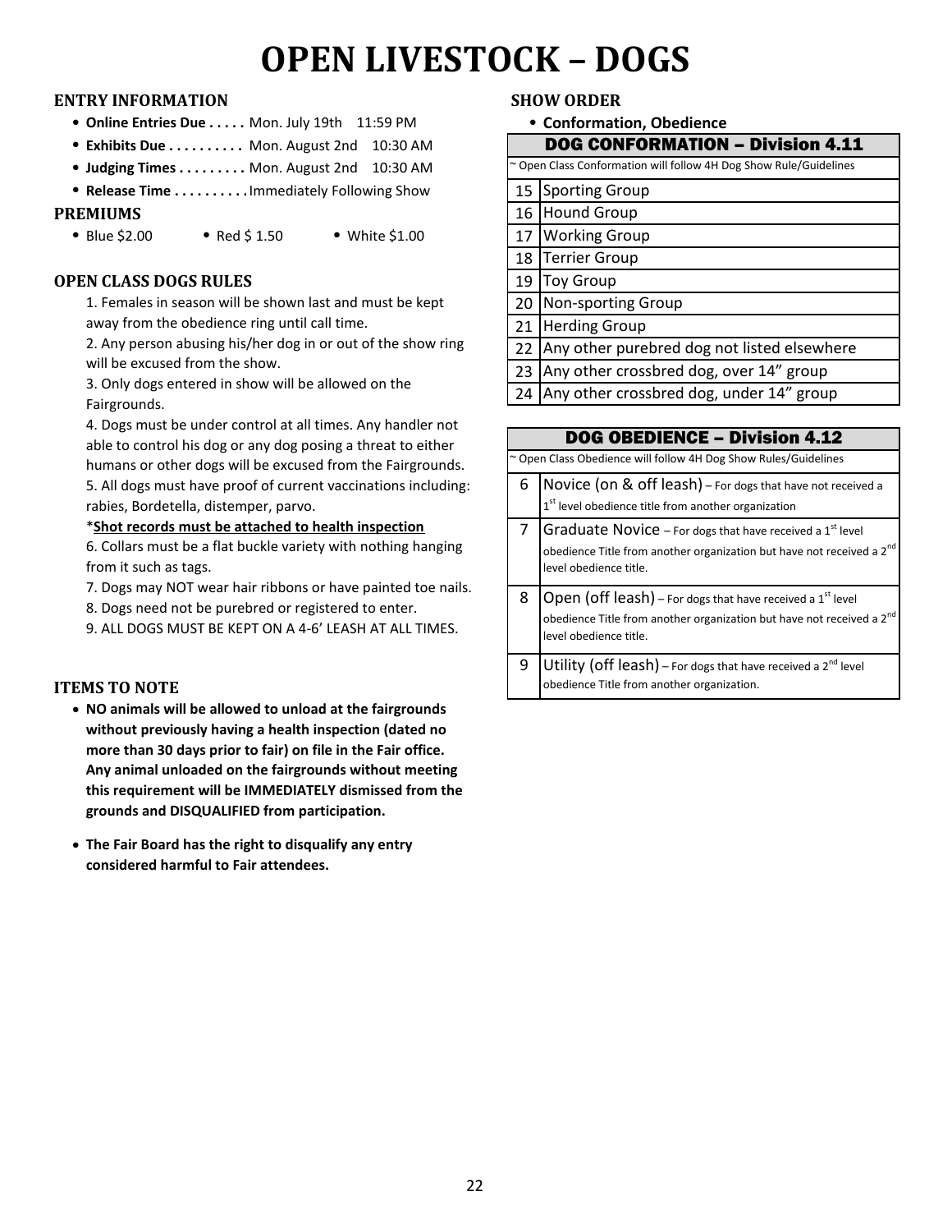# OPEN LIVESTOCK – DOGS

### ENTRY INFORMATION

- **Online Entries Due . . . . .** Mon. July 19th 11:59 PM
- **Exhibits Due . . . . . . . . . .** Mon. August 2nd 10:30 AM
- **Judging Times . . . . . . . . .** Mon. August 2nd 10:30 AM
- **Release Time . . . . . . . . . .** Immediately Following Show

### PREMIUMS

- Blue $2.00
- Red $ 1.50
- White $1.00

### OPEN CLASS DOGS RULES

1. Females in season will be shown last and must be kept away from the obedience ring until call time.
2. Any person abusing his/her dog in or out of the show ring will be excused from the show.
3. Only dogs entered in show will be allowed on the Fairgrounds.
4. Dogs must be under control at all times. Any handler not able to control his dog or any dog posing a threat to either humans or other dogs will be excused from the Fairgrounds.
5. All dogs must have proof of current vaccinations including: rabies, Bordetella, distemper, parvo.

   ***Shot records must be attached to health inspection**

6. Collars must be a flat buckle variety with nothing hanging from it such as tags.
7. Dogs may NOT wear hair ribbons or have painted toe nails.
8. Dogs need not be purebred or registered to enter.
9. ALL DOGS MUST BE KEPT ON A 4-6' LEASH AT ALL TIMES.

### ITEMS TO NOTE

- **NO animals will be allowed to unload at the fairgrounds without previously having a health inspection (dated no more than 30 days prior to fair) on file in the Fair office. Any animal unloaded on the fairgrounds without meeting this requirement will be IMMEDIATELY dismissed from the grounds and DISQUALIFIED from participation.**
- **The Fair Board has the right to disqualify any entry considered harmful to Fair attendees.**

### SHOW ORDER

- **Conformation, Obedience**

| DOG CONFORMATION – Division 4.11 | |
|---|---|
| ~ Open Class Conformation will follow 4H Dog Show Rule/Guidelines | |
| 15 | Sporting Group |
| 16 | Hound Group |
| 17 | Working Group |
| 18 | Terrier Group |
| 19 | Toy Group |
| 20 | Non-sporting Group |
| 21 | Herding Group |
| 22 | Any other purebred dog not listed elsewhere |
| 23 | Any other crossbred dog, over 14" group |
| 24 | Any other crossbred dog, under 14" group |

| DOG OBEDIENCE – Division 4.12 | |
|---|---|
| ~ Open Class Obedience will follow 4H Dog Show Rules/Guidelines | |
| 6 | Novice (on & off leash) – For dogs that have not received a 1st level obedience title from another organization |
| 7 | Graduate Novice – For dogs that have received a 1st level obedience Title from another organization but have not received a 2nd level obedience title. |
| 8 | Open (off leash) – For dogs that have received a 1st level obedience Title from another organization but have not received a 2nd level obedience title. |
| 9 | Utility (off leash) – For dogs that have received a 2nd level obedience Title from another organization. |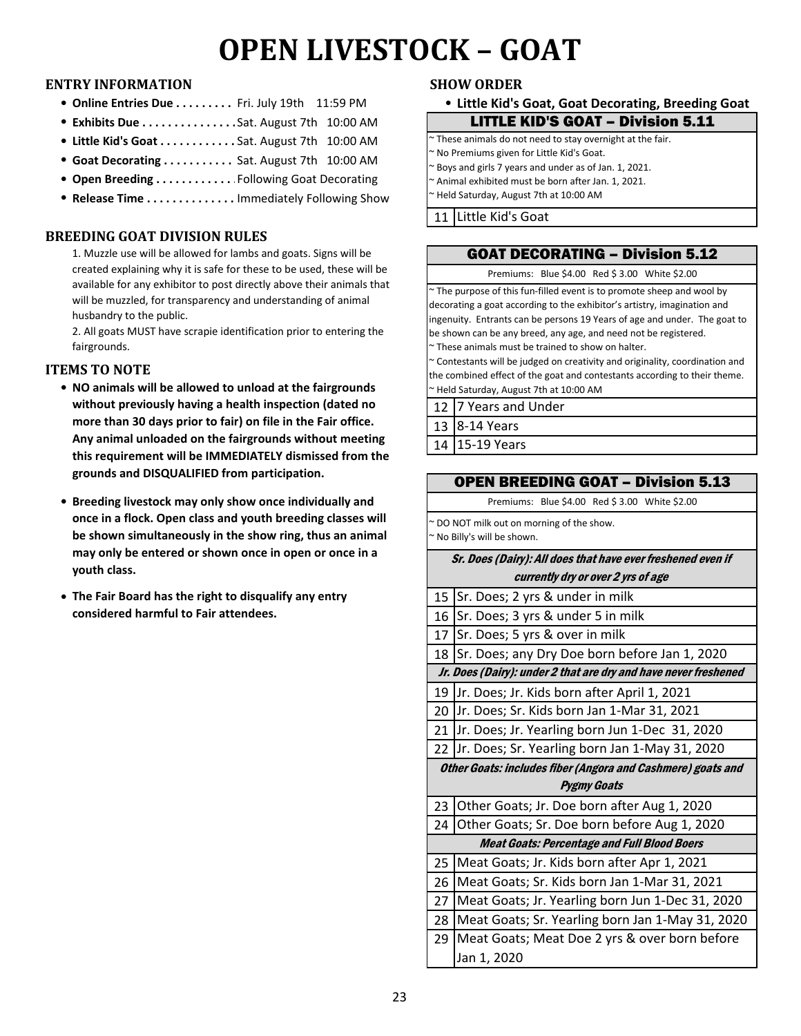# OPEN LIVESTOCK – GOAT

## ENTRY INFORMATION

- **Online Entries Due . . . . . . . . .** Fri. July 19th 11:59 PM
- **Exhibits Due . . . . . . . . . . . . . . .** Sat. August 7th 10:00 AM
- **Little Kid's Goat . . . . . . . . . . . .** Sat. August 7th 10:00 AM
- **Goat Decorating . . . . . . . . . . .** Sat. August 7th 10:00 AM
- **Open Breeding . . . . . . . . . . . .** Following Goat Decorating
- **Release Time . . . . . . . . . . . . . .** Immediately Following Show

## BREEDING GOAT DIVISION RULES

1. Muzzle use will be allowed for lambs and goats. Signs will be created explaining why it is safe for these to be used, these will be available for any exhibitor to post directly above their animals that will be muzzled, for transparency and understanding of animal husbandry to the public.
2. All goats MUST have scrapie identification prior to entering the fairgrounds.

## ITEMS TO NOTE

- **NO animals will be allowed to unload at the fairgrounds without previously having a health inspection (dated no more than 30 days prior to fair) on file in the Fair office. Any animal unloaded on the fairgrounds without meeting this requirement will be IMMEDIATELY dismissed from the grounds and DISQUALIFIED from participation.**
- **Breeding livestock may only show once individually and once in a flock. Open class and youth breeding classes will be shown simultaneously in the show ring, thus an animal may only be entered or shown once in open or once in a youth class.**
- **The Fair Board has the right to disqualify any entry considered harmful to Fair attendees.**

## SHOW ORDER

- **Little Kid's Goat, Goat Decorating, Breeding Goat**

### LITTLE KID'S GOAT – Division 5.11

~ These animals do not need to stay overnight at the fair.
~ No Premiums given for Little Kid's Goat.
~ Boys and girls 7 years and under as of Jan. 1, 2021.
~ Animal exhibited must be born after Jan. 1, 2021.
~ Held Saturday, August 7th at 10:00 AM

| | |
|---|---|
| 11 | Little Kid's Goat |

### GOAT DECORATING – Division 5.12

Premiums: Blue $4.00 Red $ 3.00 White $2.00

~ The purpose of this fun-filled event is to promote sheep and wool by decorating a goat according to the exhibitor's artistry, imagination and ingenuity. Entrants can be persons 19 Years of age and under. The goat to be shown can be any breed, any age, and need not be registered.
~ These animals must be trained to show on halter.
~ Contestants will be judged on creativity and originality, coordination and the combined effect of the goat and contestants according to their theme.
~ Held Saturday, August 7th at 10:00 AM

| | |
|---|---|
| 12 | 7 Years and Under |
| 13 | 8-14 Years |
| 14 | 15-19 Years |

### OPEN BREEDING GOAT – Division 5.13

Premiums: Blue $4.00 Red $ 3.00 White $2.00

~ DO NOT milk out on morning of the show.
~ No Billy's will be shown.

| | |
|---|---|
| ***Sr. Does (Dairy): All does that have ever freshened even if currently dry or over 2 yrs of age*** | |
| 15 | Sr. Does; 2 yrs & under in milk |
| 16 | Sr. Does; 3 yrs & under 5 in milk |
| 17 | Sr. Does; 5 yrs & over in milk |
| 18 | Sr. Does; any Dry Doe born before Jan 1, 2020 |
| ***Jr. Does (Dairy): under 2 that are dry and have never freshened*** | |
| 19 | Jr. Does; Jr. Kids born after April 1, 2021 |
| 20 | Jr. Does; Sr. Kids born Jan 1-Mar 31, 2021 |
| 21 | Jr. Does; Jr. Yearling born Jun 1-Dec 31, 2020 |
| 22 | Jr. Does; Sr. Yearling born Jan 1-May 31, 2020 |
| ***Other Goats: includes fiber (Angora and Cashmere) goats and Pygmy Goats*** | |
| 23 | Other Goats; Jr. Doe born after Aug 1, 2020 |
| 24 | Other Goats; Sr. Doe born before Aug 1, 2020 |
| ***Meat Goats: Percentage and Full Blood Boers*** | |
| 25 | Meat Goats; Jr. Kids born after Apr 1, 2021 |
| 26 | Meat Goats; Sr. Kids born Jan 1-Mar 31, 2021 |
| 27 | Meat Goats; Jr. Yearling born Jun 1-Dec 31, 2020 |
| 28 | Meat Goats; Sr. Yearling born Jan 1-May 31, 2020 |
| 29 | Meat Goats; Meat Doe 2 yrs & over born before Jan 1, 2020 |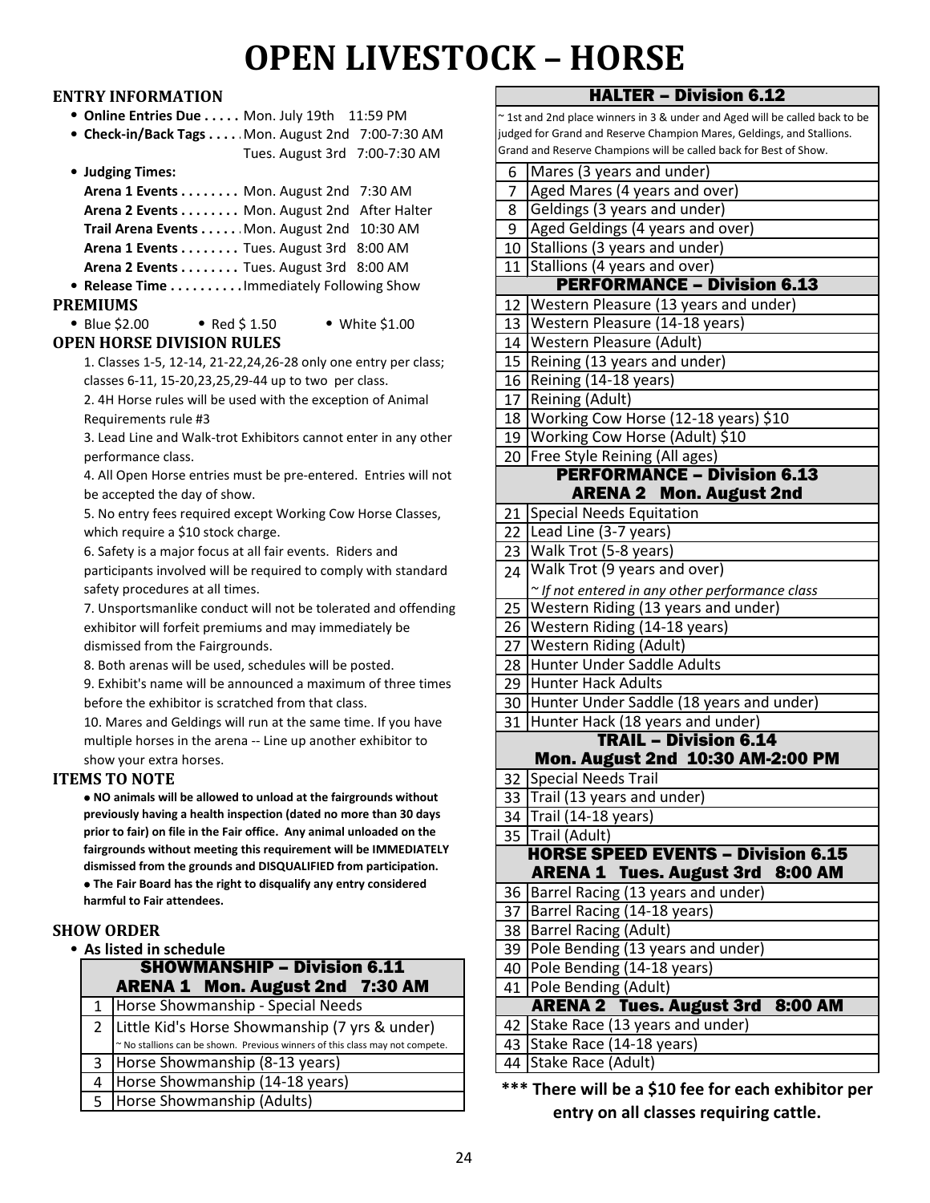# OPEN LIVESTOCK – HORSE

### ENTRY INFORMATION

- **Online Entries Due . . . . .** Mon. July 19th 11:59 PM
- **Check-in/Back Tags . . . . .** Mon. August 2nd 7:00-7:30 AM
  Tues. August 3rd 7:00-7:30 AM
- **Judging Times:**
  **Arena 1 Events . . . . . . . .** Mon. August 2nd 7:30 AM
  **Arena 2 Events . . . . . . . .** Mon. August 2nd After Halter
  **Trail Arena Events . . . . . .** Mon. August 2nd 10:30 AM
  **Arena 1 Events . . . . . . . .** Tues. August 3rd 8:00 AM
  **Arena 2 Events . . . . . . . .** Tues. August 3rd 8:00 AM
- **Release Time . . . . . . . . . .** Immediately Following Show

### PREMIUMS

- Blue $2.00
- Red $ 1.50
- White $1.00

### OPEN HORSE DIVISION RULES

1. Classes 1-5, 12-14, 21-22,24,26-28 only one entry per class; classes 6-11, 15-20,23,25,29-44 up to two per class.
2. 4H Horse rules will be used with the exception of Animal Requirements rule #3
3. Lead Line and Walk-trot Exhibitors cannot enter in any other performance class.
4. All Open Horse entries must be pre-entered. Entries will not be accepted the day of show.
5. No entry fees required except Working Cow Horse Classes, which require a $10 stock charge.
6. Safety is a major focus at all fair events. Riders and participants involved will be required to comply with standard safety procedures at all times.
7. Unsportsmanlike conduct will not be tolerated and offending exhibitor will forfeit premiums and may immediately be dismissed from the Fairgrounds.
8. Both arenas will be used, schedules will be posted.
9. Exhibit's name will be announced a maximum of three times before the exhibitor is scratched from that class.
10. Mares and Geldings will run at the same time. If you have multiple horses in the arena -- Line up another exhibitor to show your extra horses.

### ITEMS TO NOTE

- **NO animals will be allowed to unload at the fairgrounds without previously having a health inspection (dated no more than 30 days prior to fair) on file in the Fair office. Any animal unloaded on the fairgrounds without meeting this requirement will be IMMEDIATELY dismissed from the grounds and DISQUALIFIED from participation.**
- **The Fair Board has the right to disqualify any entry considered harmful to Fair attendees.**

### SHOW ORDER

- **As listed in schedule**

| SHOWMANSHIP – Division 6.11 ARENA 1 Mon. August 2nd 7:30 AM | |
|---|---|
| 1 | Horse Showmanship - Special Needs |
| 2 | Little Kid's Horse Showmanship (7 yrs & under) ~ No stallions can be shown. Previous winners of this class may not compete. |
| 3 | Horse Showmanship (8-13 years) |
| 4 | Horse Showmanship (14-18 years) |
| 5 | Horse Showmanship (Adults) |

| HALTER – Division 6.12 | |
|---|---|
| | ~ 1st and 2nd place winners in 3 & under and Aged will be called back to be judged for Grand and Reserve Champion Mares, Geldings, and Stallions. Grand and Reserve Champions will be called back for Best of Show. |
| 6 | Mares (3 years and under) |
| 7 | Aged Mares (4 years and over) |
| 8 | Geldings (3 years and under) |
| 9 | Aged Geldings (4 years and over) |
| 10 | Stallions (3 years and under) |
| 11 | Stallions (4 years and over) |
| **PERFORMANCE – Division 6.13** | |
| 12 | Western Pleasure (13 years and under) |
| 13 | Western Pleasure (14-18 years) |
| 14 | Western Pleasure (Adult) |
| 15 | Reining (13 years and under) |
| 16 | Reining (14-18 years) |
| 17 | Reining (Adult) |
| 18 | Working Cow Horse (12-18 years) $10 |
| 19 | Working Cow Horse (Adult) $10 |
| 20 | Free Style Reining (All ages) |
| **PERFORMANCE – Division 6.13 ARENA 2 Mon. August 2nd** | |
| 21 | Special Needs Equitation |
| 22 | Lead Line (3-7 years) |
| 23 | Walk Trot (5-8 years) |
| 24 | Walk Trot (9 years and over) *~ If not entered in any other performance class* |
| 25 | Western Riding (13 years and under) |
| 26 | Western Riding (14-18 years) |
| 27 | Western Riding (Adult) |
| 28 | Hunter Under Saddle Adults |
| 29 | Hunter Hack Adults |
| 30 | Hunter Under Saddle (18 years and under) |
| 31 | Hunter Hack (18 years and under) |
| **TRAIL – Division 6.14 Mon. August 2nd 10:30 AM-2:00 PM** | |
| 32 | Special Needs Trail |
| 33 | Trail (13 years and under) |
| 34 | Trail (14-18 years) |
| 35 | Trail (Adult) |
| **HORSE SPEED EVENTS – Division 6.15 ARENA 1 Tues. August 3rd 8:00 AM** | |
| 36 | Barrel Racing (13 years and under) |
| 37 | Barrel Racing (14-18 years) |
| 38 | Barrel Racing (Adult) |
| 39 | Pole Bending (13 years and under) |
| 40 | Pole Bending (14-18 years) |
| 41 | Pole Bending (Adult) |
| **ARENA 2 Tues. August 3rd 8:00 AM** | |
| 42 | Stake Race (13 years and under) |
| 43 | Stake Race (14-18 years) |
| 44 | Stake Race (Adult) |

**\*\*\* There will be a $10 fee for each exhibitor per entry on all classes requiring cattle.**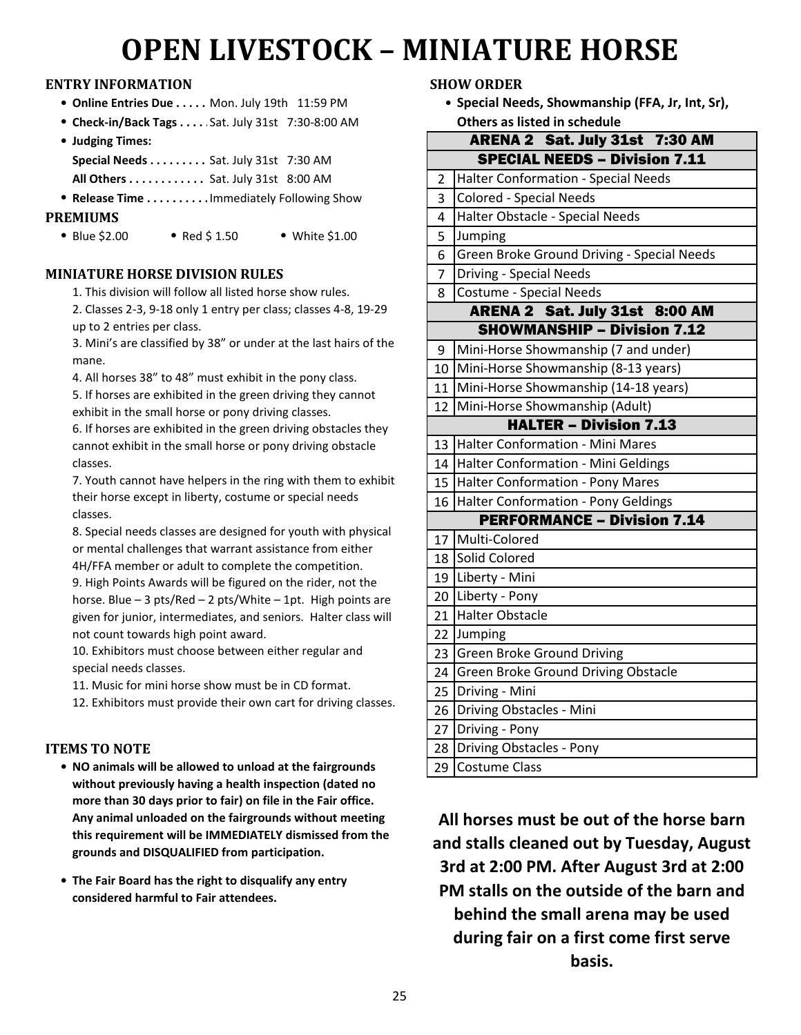# OPEN LIVESTOCK – MINIATURE HORSE

### ENTRY INFORMATION

- **Online Entries Due . . . . .** Mon. July 19th 11:59 PM
- **Check-in/Back Tags . . . .** Sat. July 31st 7:30-8:00 AM
- **Judging Times:**
  **Special Needs . . . . . . . . .** Sat. July 31st 7:30 AM
  **All Others . . . . . . . . . . . .** Sat. July 31st 8:00 AM
- **Release Time . . . . . . . . . .** Immediately Following Show

### PREMIUMS

- Blue $2.00
- Red $ 1.50
- White $1.00

### MINIATURE HORSE DIVISION RULES

1. This division will follow all listed horse show rules.
2. Classes 2-3, 9-18 only 1 entry per class; classes 4-8, 19-29 up to 2 entries per class.
3. Mini's are classified by 38" or under at the last hairs of the mane.
4. All horses 38" to 48" must exhibit in the pony class.
5. If horses are exhibited in the green driving they cannot exhibit in the small horse or pony driving classes.
6. If horses are exhibited in the green driving obstacles they cannot exhibit in the small horse or pony driving obstacle classes.
7. Youth cannot have helpers in the ring with them to exhibit their horse except in liberty, costume or special needs classes.
8. Special needs classes are designed for youth with physical or mental challenges that warrant assistance from either 4H/FFA member or adult to complete the competition.
9. High Points Awards will be figured on the rider, not the horse. Blue – 3 pts/Red – 2 pts/White – 1pt. High points are given for junior, intermediates, and seniors. Halter class will not count towards high point award.
10. Exhibitors must choose between either regular and special needs classes.
11. Music for mini horse show must be in CD format.
12. Exhibitors must provide their own cart for driving classes.

### ITEMS TO NOTE

- **NO animals will be allowed to unload at the fairgrounds without previously having a health inspection (dated no more than 30 days prior to fair) on file in the Fair office. Any animal unloaded on the fairgrounds without meeting this requirement will be IMMEDIATELY dismissed from the grounds and DISQUALIFIED from participation.**
- **The Fair Board has the right to disqualify any entry considered harmful to Fair attendees.**

### SHOW ORDER

- **Special Needs, Showmanship (FFA, Jr, Int, Sr), Others as listed in schedule**

| | ARENA 2 Sat. July 31st 7:30 AM |
|---|---|
| | **SPECIAL NEEDS – Division 7.11** |
| 2 | Halter Conformation - Special Needs |
| 3 | Colored - Special Needs |
| 4 | Halter Obstacle - Special Needs |
| 5 | Jumping |
| 6 | Green Broke Ground Driving - Special Needs |
| 7 | Driving - Special Needs |
| 8 | Costume - Special Needs |
| | **ARENA 2 Sat. July 31st 8:00 AM** |
| | **SHOWMANSHIP – Division 7.12** |
| 9 | Mini-Horse Showmanship (7 and under) |
| 10 | Mini-Horse Showmanship (8-13 years) |
| 11 | Mini-Horse Showmanship (14-18 years) |
| 12 | Mini-Horse Showmanship (Adult) |
| | **HALTER – Division 7.13** |
| 13 | Halter Conformation - Mini Mares |
| 14 | Halter Conformation - Mini Geldings |
| 15 | Halter Conformation - Pony Mares |
| 16 | Halter Conformation - Pony Geldings |
| | **PERFORMANCE – Division 7.14** |
| 17 | Multi-Colored |
| 18 | Solid Colored |
| 19 | Liberty - Mini |
| 20 | Liberty - Pony |
| 21 | Halter Obstacle |
| 22 | Jumping |
| 23 | Green Broke Ground Driving |
| 24 | Green Broke Ground Driving Obstacle |
| 25 | Driving - Mini |
| 26 | Driving Obstacles - Mini |
| 27 | Driving - Pony |
| 28 | Driving Obstacles - Pony |
| 29 | Costume Class |

**All horses must be out of the horse barn and stalls cleaned out by Tuesday, August 3rd at 2:00 PM. After August 3rd at 2:00 PM stalls on the outside of the barn and behind the small arena may be used during fair on a first come first serve basis.**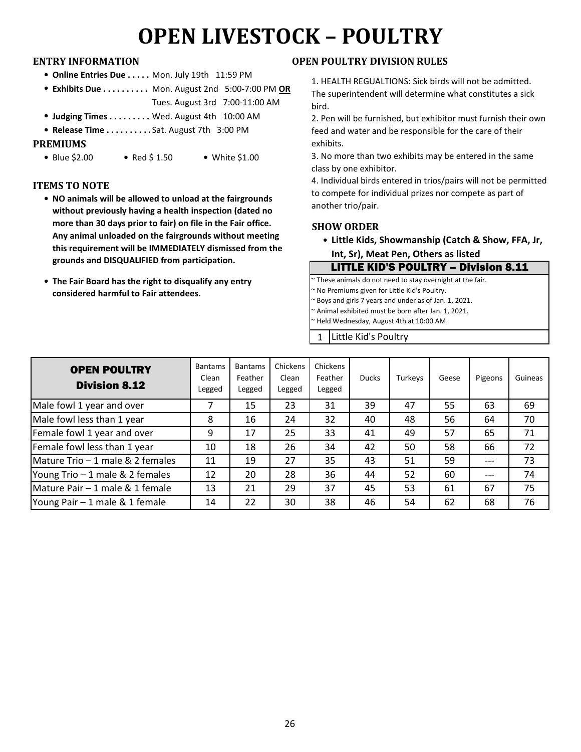# OPEN LIVESTOCK – POULTRY

## ENTRY INFORMATION

- **Online Entries Due . . . . .** Mon. July 19th 11:59 PM
- **Exhibits Due . . . . . . . . . .** Mon. August 2nd 5:00-7:00 PM **OR** Tues. August 3rd 7:00-11:00 AM
- **Judging Times . . . . . . . . .** Wed. August 4th 10:00 AM
- **Release Time . . . . . . . . . .** Sat. August 7th 3:00 PM

## PREMIUMS

- Blue $2.00
- Red $ 1.50
- White $1.00

## ITEMS TO NOTE

- **NO animals will be allowed to unload at the fairgrounds without previously having a health inspection (dated no more than 30 days prior to fair) on file in the Fair office. Any animal unloaded on the fairgrounds without meeting this requirement will be IMMEDIATELY dismissed from the grounds and DISQUALIFIED from participation.**
- **The Fair Board has the right to disqualify any entry considered harmful to Fair attendees.**

## OPEN POULTRY DIVISION RULES

1. HEALTH REGUALTIONS: Sick birds will not be admitted. The superintendent will determine what constitutes a sick bird.
2. Pen will be furnished, but exhibitor must furnish their own feed and water and be responsible for the care of their exhibits.
3. No more than two exhibits may be entered in the same class by one exhibitor.
4. Individual birds entered in trios/pairs will not be permitted to compete for individual prizes nor compete as part of another trio/pair.

## SHOW ORDER

- **Little Kids, Showmanship (Catch & Show, FFA, Jr, Int, Sr), Meat Pen, Others as listed**

| LITTLE KID'S POULTRY – Division 8.11 | |
|---|---|
| ~ These animals do not need to stay overnight at the fair.<br>~ No Premiums given for Little Kid's Poultry.<br>~ Boys and girls 7 years and under as of Jan. 1, 2021.<br>~ Animal exhibited must be born after Jan. 1, 2021.<br>~ Held Wednesday, August 4th at 10:00 AM | |
| 1 | Little Kid's Poultry |

| OPEN POULTRY Division 8.12 | Bantams Clean Legged | Bantams Feather Legged | Chickens Clean Legged | Chickens Feather Legged | Ducks | Turkeys | Geese | Pigeons | Guineas |
|---|---|---|---|---|---|---|---|---|---|
| Male fowl 1 year and over | 7 | 15 | 23 | 31 | 39 | 47 | 55 | 63 | 69 |
| Male fowl less than 1 year | 8 | 16 | 24 | 32 | 40 | 48 | 56 | 64 | 70 |
| Female fowl 1 year and over | 9 | 17 | 25 | 33 | 41 | 49 | 57 | 65 | 71 |
| Female fowl less than 1 year | 10 | 18 | 26 | 34 | 42 | 50 | 58 | 66 | 72 |
| Mature Trio – 1 male & 2 females | 11 | 19 | 27 | 35 | 43 | 51 | 59 | --- | 73 |
| Young Trio – 1 male & 2 females | 12 | 20 | 28 | 36 | 44 | 52 | 60 | --- | 74 |
| Mature Pair – 1 male & 1 female | 13 | 21 | 29 | 37 | 45 | 53 | 61 | 67 | 75 |
| Young Pair – 1 male & 1 female | 14 | 22 | 30 | 38 | 46 | 54 | 62 | 68 | 76 |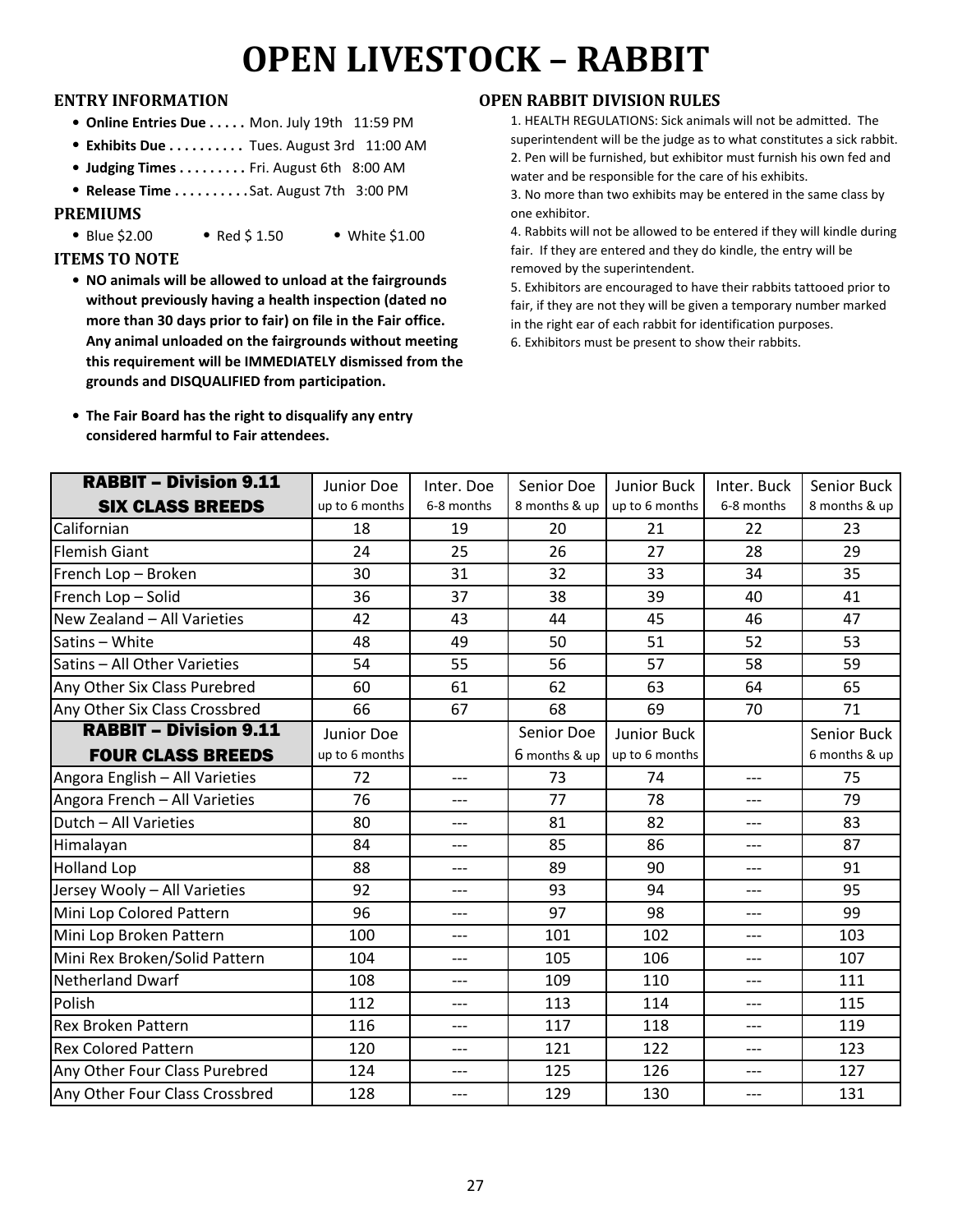# OPEN LIVESTOCK – RABBIT

### ENTRY INFORMATION

- **Online Entries Due . . . . .** Mon. July 19th 11:59 PM
- **Exhibits Due . . . . . . . . . .** Tues. August 3rd 11:00 AM
- **Judging Times . . . . . . . . .** Fri. August 6th 8:00 AM
- **Release Time . . . . . . . . . .** Sat. August 7th 3:00 PM

### PREMIUMS

- Blue $2.00
- Red $ 1.50
- White $1.00

### ITEMS TO NOTE

- **NO animals will be allowed to unload at the fairgrounds without previously having a health inspection (dated no more than 30 days prior to fair) on file in the Fair office. Any animal unloaded on the fairgrounds without meeting this requirement will be IMMEDIATELY dismissed from the grounds and DISQUALIFIED from participation.**

- **The Fair Board has the right to disqualify any entry considered harmful to Fair attendees.**

### OPEN RABBIT DIVISION RULES

1. HEALTH REGULATIONS: Sick animals will not be admitted. The superintendent will be the judge as to what constitutes a sick rabbit.
2. Pen will be furnished, but exhibitor must furnish his own fed and water and be responsible for the care of his exhibits.
3. No more than two exhibits may be entered in the same class by one exhibitor.
4. Rabbits will not be allowed to be entered if they will kindle during fair. If they are entered and they do kindle, the entry will be removed by the superintendent.
5. Exhibitors are encouraged to have their rabbits tattooed prior to fair, if they are not they will be given a temporary number marked in the right ear of each rabbit for identification purposes.
6. Exhibitors must be present to show their rabbits.

| **RABBIT – Division 9.11 SIX CLASS BREEDS** | Junior Doe up to 6 months | Inter. Doe 6-8 months | Senior Doe 8 months & up | Junior Buck up to 6 months | Inter. Buck 6-8 months | Senior Buck 8 months & up |
|---|---|---|---|---|---|---|
| Californian | 18 | 19 | 20 | 21 | 22 | 23 |
| Flemish Giant | 24 | 25 | 26 | 27 | 28 | 29 |
| French Lop – Broken | 30 | 31 | 32 | 33 | 34 | 35 |
| French Lop – Solid | 36 | 37 | 38 | 39 | 40 | 41 |
| New Zealand – All Varieties | 42 | 43 | 44 | 45 | 46 | 47 |
| Satins – White | 48 | 49 | 50 | 51 | 52 | 53 |
| Satins – All Other Varieties | 54 | 55 | 56 | 57 | 58 | 59 |
| Any Other Six Class Purebred | 60 | 61 | 62 | 63 | 64 | 65 |
| Any Other Six Class Crossbred | 66 | 67 | 68 | 69 | 70 | 71 |
| **RABBIT – Division 9.11 FOUR CLASS BREEDS** | Junior Doe up to 6 months | | Senior Doe 6 months & up | Junior Buck up to 6 months | | Senior Buck 6 months & up |
| Angora English – All Varieties | 72 | --- | 73 | 74 | --- | 75 |
| Angora French – All Varieties | 76 | --- | 77 | 78 | --- | 79 |
| Dutch – All Varieties | 80 | --- | 81 | 82 | --- | 83 |
| Himalayan | 84 | --- | 85 | 86 | --- | 87 |
| Holland Lop | 88 | --- | 89 | 90 | --- | 91 |
| Jersey Wooly – All Varieties | 92 | --- | 93 | 94 | --- | 95 |
| Mini Lop Colored Pattern | 96 | --- | 97 | 98 | --- | 99 |
| Mini Lop Broken Pattern | 100 | --- | 101 | 102 | --- | 103 |
| Mini Rex Broken/Solid Pattern | 104 | --- | 105 | 106 | --- | 107 |
| Netherland Dwarf | 108 | --- | 109 | 110 | --- | 111 |
| Polish | 112 | --- | 113 | 114 | --- | 115 |
| Rex Broken Pattern | 116 | --- | 117 | 118 | --- | 119 |
| Rex Colored Pattern | 120 | --- | 121 | 122 | --- | 123 |
| Any Other Four Class Purebred | 124 | --- | 125 | 126 | --- | 127 |
| Any Other Four Class Crossbred | 128 | --- | 129 | 130 | --- | 131 |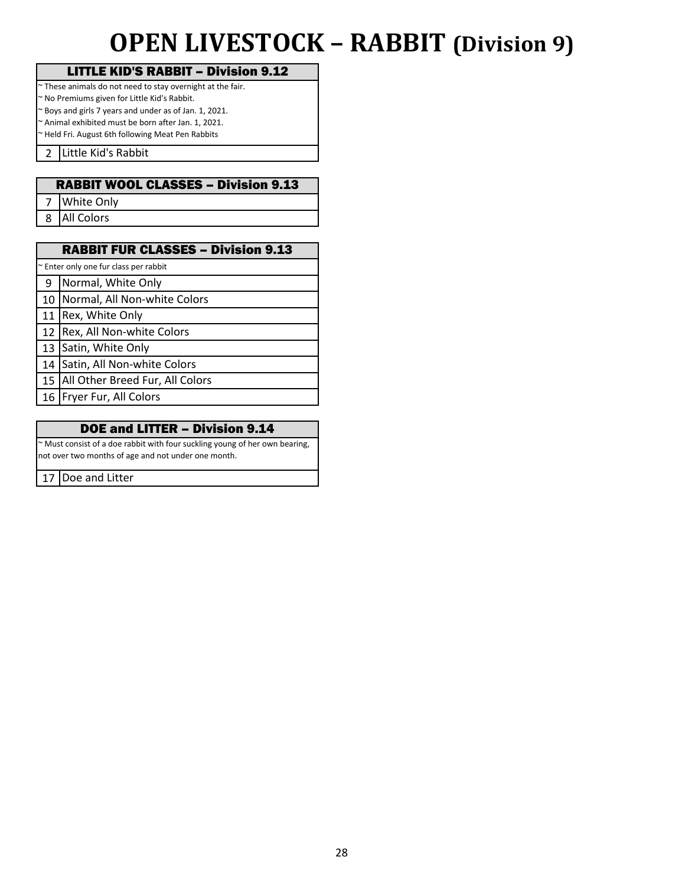# OPEN LIVESTOCK – RABBIT (Division 9)

## LITTLE KID'S RABBIT – Division 9.12

~ These animals do not need to stay overnight at the fair.
~ No Premiums given for Little Kid's Rabbit.
~ Boys and girls 7 years and under as of Jan. 1, 2021.
~ Animal exhibited must be born after Jan. 1, 2021.
~ Held Fri. August 6th following Meat Pen Rabbits

| | |
|---|---|
| 2 | Little Kid's Rabbit |

## RABBIT WOOL CLASSES – Division 9.13

| | |
|---|---|
| 7 | White Only |
| 8 | All Colors |

## RABBIT FUR CLASSES – Division 9.13

~ Enter only one fur class per rabbit

| | |
|---|---|
| 9 | Normal, White Only |
| 10 | Normal, All Non-white Colors |
| 11 | Rex, White Only |
| 12 | Rex, All Non-white Colors |
| 13 | Satin, White Only |
| 14 | Satin, All Non-white Colors |
| 15 | All Other Breed Fur, All Colors |
| 16 | Fryer Fur, All Colors |

## DOE and LITTER – Division 9.14

~ Must consist of a doe rabbit with four suckling young of her own bearing, not over two months of age and not under one month.

| | |
|---|---|
| 17 | Doe and Litter |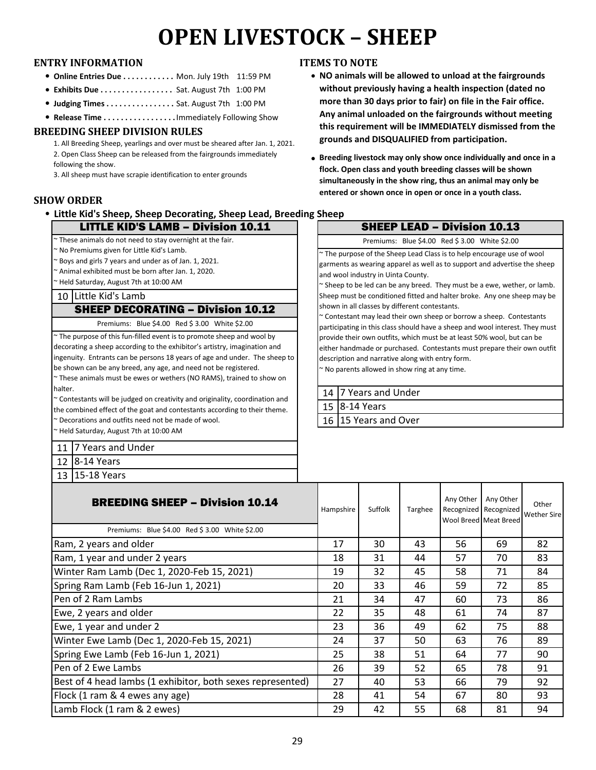# OPEN LIVESTOCK – SHEEP

### ENTRY INFORMATION

- **Online Entries Due . . . . . . . . . . .** Mon. July 19th 11:59 PM
- **Exhibits Due . . . . . . . . . . . . . . . .** Sat. August 7th 1:00 PM
- **Judging Times . . . . . . . . . . . . . . .** Sat. August 7th 1:00 PM
- **Release Time . . . . . . . . . . . . . . . .** Immediately Following Show

### BREEDING SHEEP DIVISION RULES

1. All Breeding Sheep, yearlings and over must be sheared after Jan. 1, 2021.
2. Open Class Sheep can be released from the fairgrounds immediately following the show.
3. All sheep must have scrapie identification to enter grounds

### ITEMS TO NOTE

- **NO animals will be allowed to unload at the fairgrounds without previously having a health inspection (dated no more than 30 days prior to fair) on file in the Fair office. Any animal unloaded on the fairgrounds without meeting this requirement will be IMMEDIATELY dismissed from the grounds and DISQUALIFIED from participation.**
- **Breeding livestock may only show once individually and once in a flock. Open class and youth breeding classes will be shown simultaneously in the show ring, thus an animal may only be entered or shown once in open or once in a youth class.**

### SHOW ORDER

- **Little Kid's Sheep, Sheep Decorating, Sheep Lead, Breeding Sheep**

## LITTLE KID'S LAMB – Division 10.11

~ These animals do not need to stay overnight at the fair.
~ No Premiums given for Little Kid's Lamb.
~ Boys and girls 7 years and under as of Jan. 1, 2021.
~ Animal exhibited must be born after Jan. 1, 2020.
~ Held Saturday, August 7th at 10:00 AM

| | |
|---|---|
| 10 | Little Kid's Lamb |

## SHEEP DECORATING – Division 10.12

Premiums: Blue $4.00 Red $ 3.00 White $2.00

~ The purpose of this fun-filled event is to promote sheep and wool by decorating a sheep according to the exhibitor's artistry, imagination and ingenuity. Entrants can be persons 18 years of age and under. The sheep to be shown can be any breed, any age, and need not be registered.
~ These animals must be ewes or wethers (NO RAMS), trained to show on halter.
~ Contestants will be judged on creativity and originality, coordination and the combined effect of the goat and contestants according to their theme.
~ Decorations and outfits need not be made of wool.
~ Held Saturday, August 7th at 10:00 AM

| | |
|---|---|
| 11 | 7 Years and Under |
| 12 | 8-14 Years |
| 13 | 15-18 Years |

## SHEEP LEAD – Division 10.13

Premiums: Blue $4.00 Red $ 3.00 White $2.00

~ The purpose of the Sheep Lead Class is to help encourage use of wool garments as wearing apparel as well as to support and advertise the sheep and wool industry in Uinta County.
~ Sheep to be led can be any breed. They must be a ewe, wether, or lamb. Sheep must be conditioned fitted and halter broke. Any one sheep may be shown in all classes by different contestants.
~ Contestant may lead their own sheep or borrow a sheep. Contestants participating in this class should have a sheep and wool interest. They must provide their own outfits, which must be at least 50% wool, but can be either handmade or purchased. Contestants must prepare their own outfit description and narrative along with entry form.
~ No parents allowed in show ring at any time.

| | |
|---|---|
| 14 | 7 Years and Under |
| 15 | 8-14 Years |
| 16 | 15 Years and Over |

## BREEDING SHEEP – Division 10.14

Premiums: Blue $4.00 Red $ 3.00 White $2.00

| Class | Hampshire | Suffolk | Targhee | Any Other Recognized Wool Breed | Any Other Recognized Meat Breed | Other Wether Sire |
|---|---|---|---|---|---|---|
| Ram, 2 years and older | 17 | 30 | 43 | 56 | 69 | 82 |
| Ram, 1 year and under 2 years | 18 | 31 | 44 | 57 | 70 | 83 |
| Winter Ram Lamb (Dec 1, 2020-Feb 15, 2021) | 19 | 32 | 45 | 58 | 71 | 84 |
| Spring Ram Lamb (Feb 16-Jun 1, 2021) | 20 | 33 | 46 | 59 | 72 | 85 |
| Pen of 2 Ram Lambs | 21 | 34 | 47 | 60 | 73 | 86 |
| Ewe, 2 years and older | 22 | 35 | 48 | 61 | 74 | 87 |
| Ewe, 1 year and under 2 | 23 | 36 | 49 | 62 | 75 | 88 |
| Winter Ewe Lamb (Dec 1, 2020-Feb 15, 2021) | 24 | 37 | 50 | 63 | 76 | 89 |
| Spring Ewe Lamb (Feb 16-Jun 1, 2021) | 25 | 38 | 51 | 64 | 77 | 90 |
| Pen of 2 Ewe Lambs | 26 | 39 | 52 | 65 | 78 | 91 |
| Best of 4 head lambs (1 exhibitor, both sexes represented) | 27 | 40 | 53 | 66 | 79 | 92 |
| Flock (1 ram & 4 ewes any age) | 28 | 41 | 54 | 67 | 80 | 93 |
| Lamb Flock (1 ram & 2 ewes) | 29 | 42 | 55 | 68 | 81 | 94 |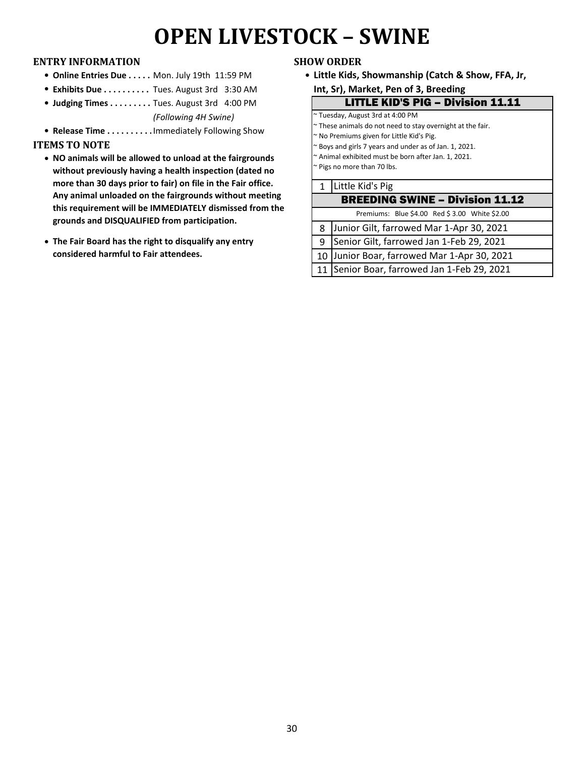# OPEN LIVESTOCK – SWINE

### ENTRY INFORMATION

- **Online Entries Due . . . . .** Mon. July 19th 11:59 PM
- **Exhibits Due . . . . . . . . . .** Tues. August 3rd 3:30 AM
- **Judging Times . . . . . . . . .** Tues. August 3rd 4:00 PM
  *(Following 4H Swine)*
- **Release Time . . . . . . . . . .** Immediately Following Show

### ITEMS TO NOTE

- **NO animals will be allowed to unload at the fairgrounds without previously having a health inspection (dated no more than 30 days prior to fair) on file in the Fair office. Any animal unloaded on the fairgrounds without meeting this requirement will be IMMEDIATELY dismissed from the grounds and DISQUALIFIED from participation.**
- **The Fair Board has the right to disqualify any entry considered harmful to Fair attendees.**

### SHOW ORDER

- **Little Kids, Showmanship (Catch & Show, FFA, Jr, Int, Sr), Market, Pen of 3, Breeding**

| | |
|---|---|
| **LITTLE KID'S PIG – Division 11.11** | |
| ~ Tuesday, August 3rd at 4:00 PM<br>~ These animals do not need to stay overnight at the fair.<br>~ No Premiums given for Little Kid's Pig.<br>~ Boys and girls 7 years and under as of Jan. 1, 2021.<br>~ Animal exhibited must be born after Jan. 1, 2021.<br>~ Pigs no more than 70 lbs. | |
| 1 | Little Kid's Pig |
| **BREEDING SWINE – Division 11.12** | |
| Premiums: Blue $4.00 Red $ 3.00 White $2.00 | |
| 8 | Junior Gilt, farrowed Mar 1-Apr 30, 2021 |
| 9 | Senior Gilt, farrowed Jan 1-Feb 29, 2021 |
| 10 | Junior Boar, farrowed Mar 1-Apr 30, 2021 |
| 11 | Senior Boar, farrowed Jan 1-Feb 29, 2021 |